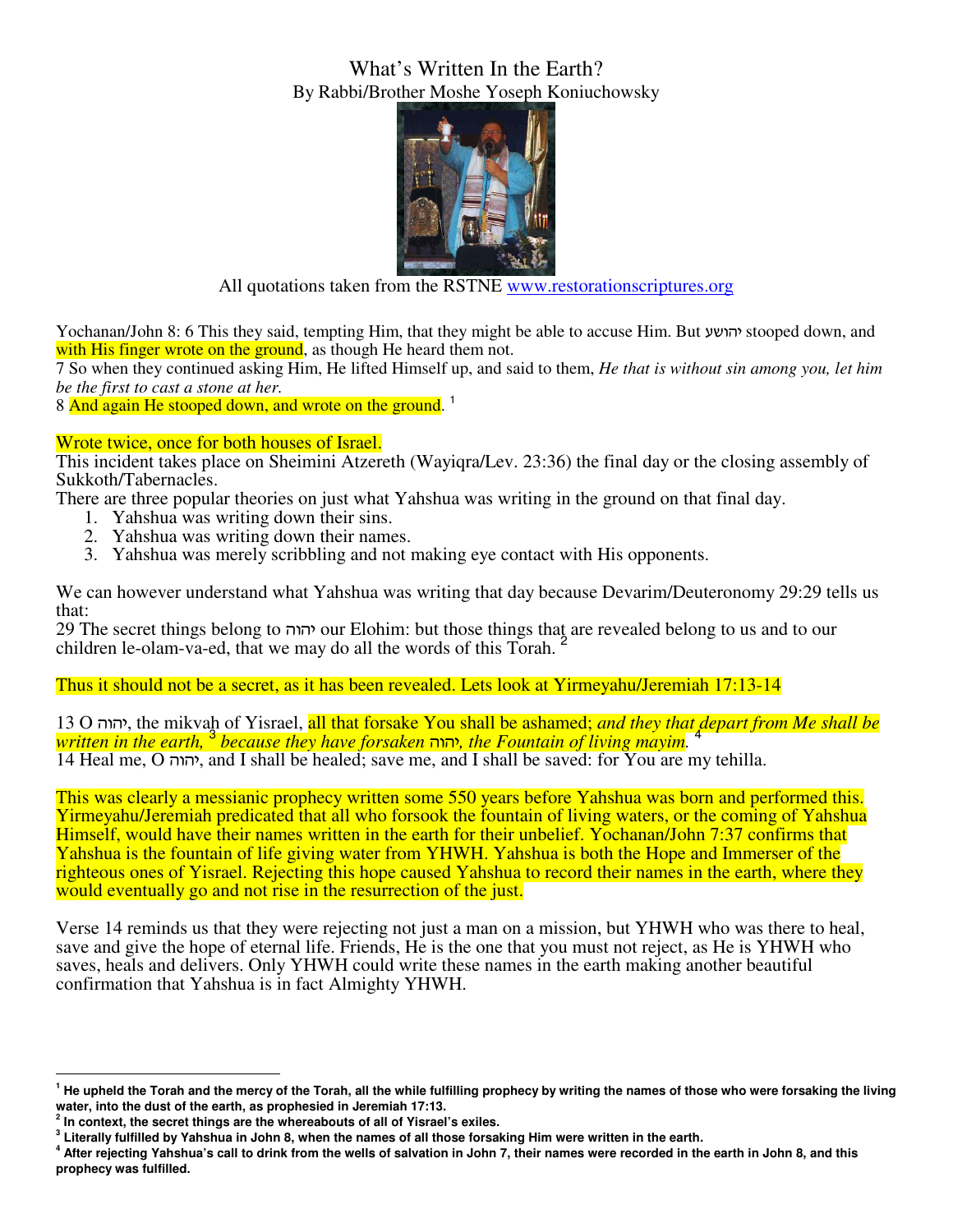# What's Written In the Earth?

By Rabbi/Brother Moshe Yoseph Koniuchowsky

All quotations taken from the RSTNE www.restorationscriptures.org

Yochanan/John 8: 6 This they said, tempting Him, that they might be able to accuse Him. But יהושע stooped down, and with His finger wrote on the ground, as though He heard them not.
7 So when they continued asking Him, He lifted Himself up, and said to them, *He that is without sin among you, let him be the first to cast a stone at her.*
8 And again He stooped down, and wrote on the ground. [1]

Wrote twice, once for both houses of Israel.
This incident takes place on Sheimini Atzereth (Wayiqra/Lev. 23:36) the final day or the closing assembly of Sukkoth/Tabernacles.
There are three popular theories on just what Yahshua was writing in the ground on that final day.

1. Yahshua was writing down their sins.
2. Yahshua was writing down their names.
3. Yahshua was merely scribbling and not making eye contact with His opponents.

We can however understand what Yahshua was writing that day because Devarim/Deuteronomy 29:29 tells us that:
29 The secret things belong to יהוה our Elohim: but those things that are revealed belong to us and to our children le-olam-va-ed, that we may do all the words of this Torah. [2]

Thus it should not be a secret, as it has been revealed. Lets look at Yirmeyahu/Jeremiah 17:13-14

13 O יהוה, the mikvah of Yisrael, all that forsake You shall be ashamed; *and they that depart from Me shall be written in the earth,* [3] *because they have forsaken* יהוה*, the Fountain of living mayim.* [4]
14 Heal me, O יהוה, and I shall be healed; save me, and I shall be saved: for You are my tehilla.

This was clearly a messianic prophecy written some 550 years before Yahshua was born and performed this. Yirmeyahu/Jeremiah predicated that all who forsook the fountain of living waters, or the coming of Yahshua Himself, would have their names written in the earth for their unbelief. Yochanan/John 7:37 confirms that Yahshua is the fountain of life giving water from YHWH. Yahshua is both the Hope and Immerser of the righteous ones of Yisrael. Rejecting this hope caused Yahshua to record their names in the earth, where they would eventually go and not rise in the resurrection of the just.

Verse 14 reminds us that they were rejecting not just a man on a mission, but YHWH who was there to heal, save and give the hope of eternal life. Friends, He is the one that you must not reject, as He is YHWH who saves, heals and delivers. Only YHWH could write these names in the earth making another beautiful confirmation that Yahshua is in fact Almighty YHWH.

---

[1] **He upheld the Torah and the mercy of the Torah, all the while fulfilling prophecy by writing the names of those who were forsaking the living water, into the dust of the earth, as prophesied in Jeremiah 17:13.**

[2] **In context, the secret things are the whereabouts of all of Yisrael's exiles.**

[3] **Literally fulfilled by Yahshua in John 8, when the names of all those forsaking Him were written in the earth.**

[4] **After rejecting Yahshua's call to drink from the wells of salvation in John 7, their names were recorded in the earth in John 8, and this prophecy was fulfilled.**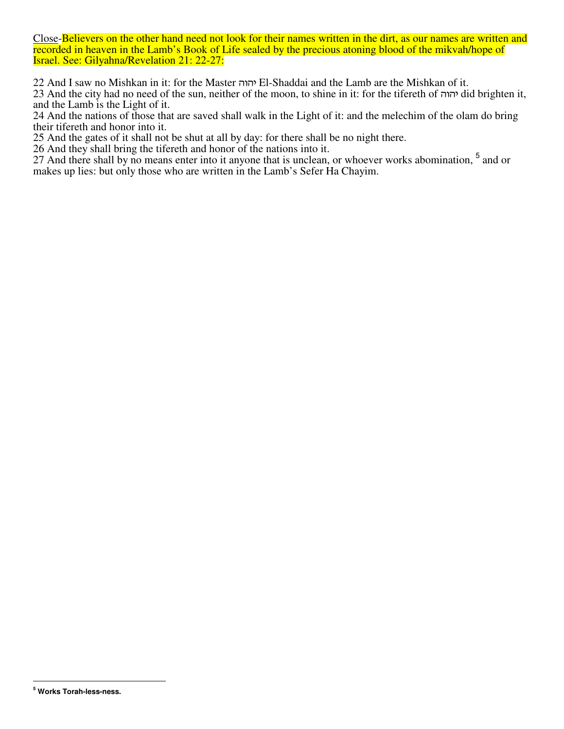Close-Believers on the other hand need not look for their names written in the dirt, as our names are written and recorded in heaven in the Lamb's Book of Life sealed by the precious atoning blood of the mikvah/hope of Israel. See: Gilyahna/Revelation 21: 22-27:

22 And I saw no Mishkan in it: for the Master יהוה El-Shaddai and the Lamb are the Mishkan of it.
23 And the city had no need of the sun, neither of the moon, to shine in it: for the tifereth of יהוה did brighten it, and the Lamb is the Light of it.
24 And the nations of those that are saved shall walk in the Light of it: and the melechim of the olam do bring their tifereth and honor into it.
25 And the gates of it shall not be shut at all by day: for there shall be no night there.
26 And they shall bring the tifereth and honor of the nations into it.
27 And there shall by no means enter into it anyone that is unclean, or whoever works abomination, [5] and or makes up lies: but only those who are written in the Lamb's Sefer Ha Chayim.

[5] **Works Torah-less-ness.**